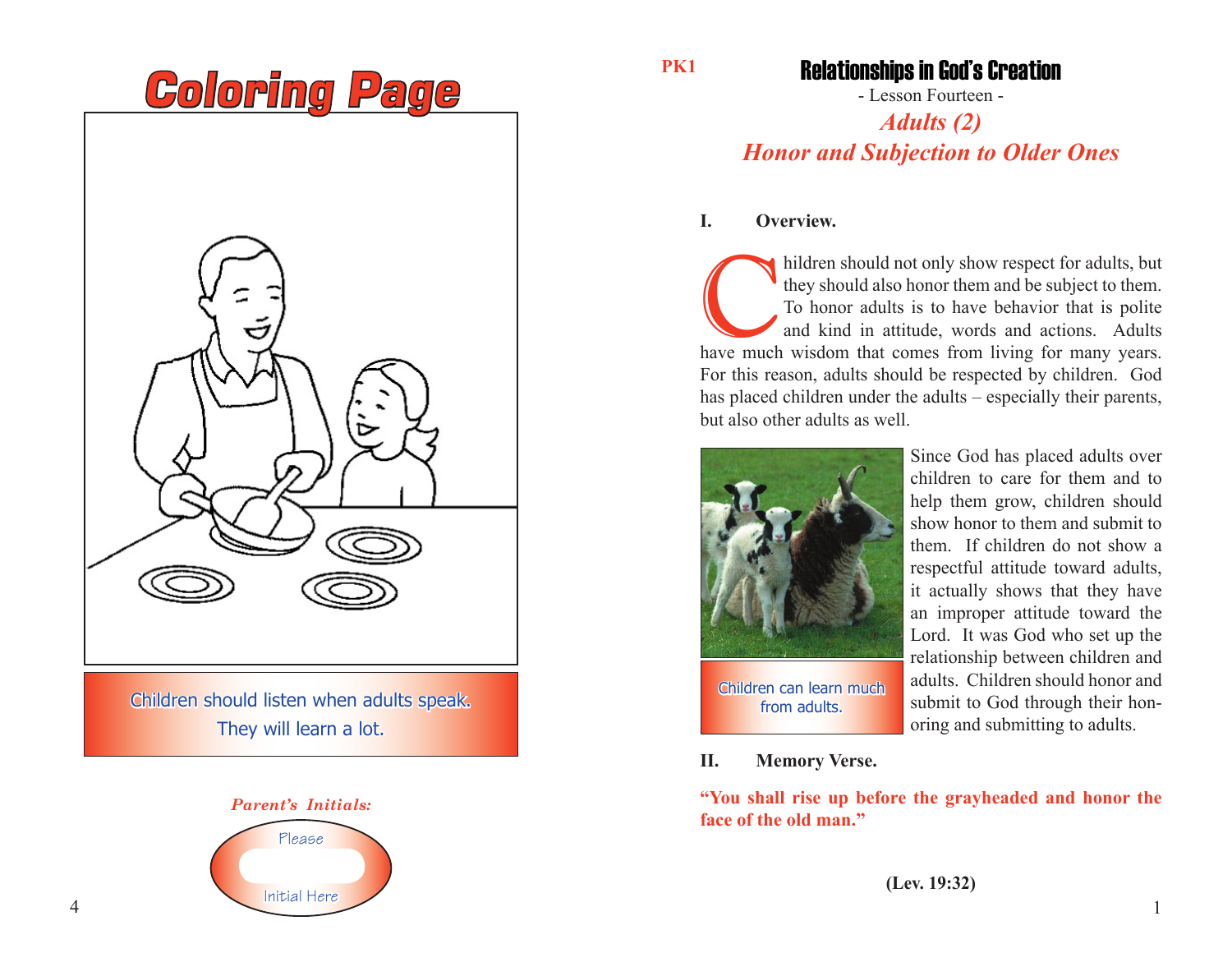# Coloring Page

Children should listen when adults speak.
They will learn a lot.

*Parent's Initials:*

Please

Initial Here

PK1

# Relationships in God's Creation

- Lesson Fourteen -

## *Adults (2)*
## *Honor and Subjection to Older Ones*

**I. Overview.**

Children should not only show respect for adults, but they should also honor them and be subject to them. To honor adults is to have behavior that is polite and kind in attitude, words and actions. Adults have much wisdom that comes from living for many years. For this reason, adults should be respected by children. God has placed children under the adults – especially their parents, but also other adults as well.

Since God has placed adults over children to care for them and to help them grow, children should show honor to them and submit to them. If children do not show a respectful attitude toward adults, it actually shows that they have an improper attitude toward the Lord. It was God who set up the relationship between children and adults. Children should honor and submit to God through their honoring and submitting to adults.

Children can learn much from adults.

**II. Memory Verse.**

**"You shall rise up before the grayheaded and honor the face of the old man."**

**(Lev. 19:32)**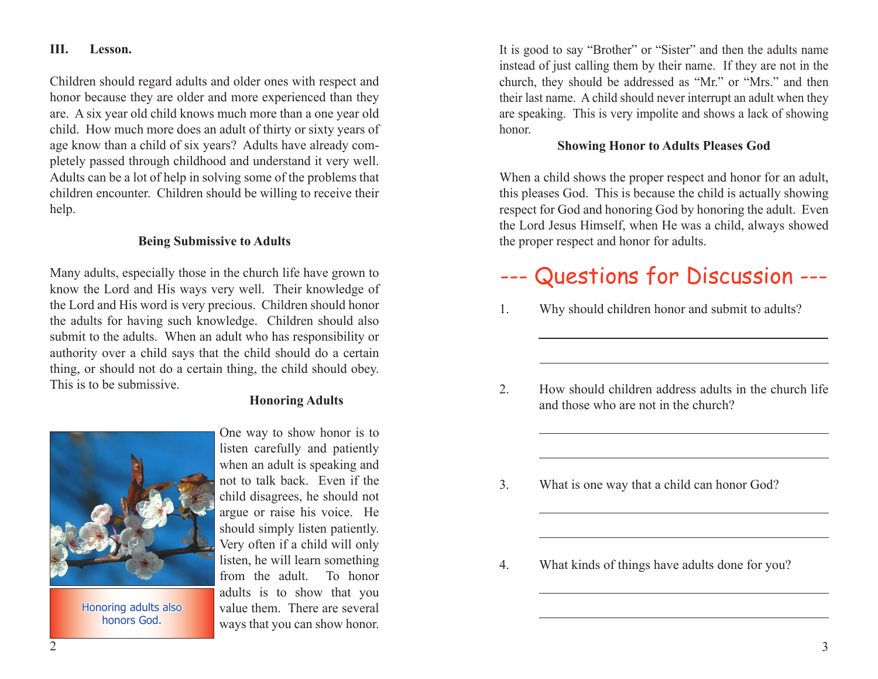### III. Lesson.

Children should regard adults and older ones with respect and honor because they are older and more experienced than they are. A six year old child knows much more than a one year old child. How much more does an adult of thirty or sixty years of age know than a child of six years? Adults have already completely passed through childhood and understand it very well. Adults can be a lot of help in solving some of the problems that children encounter. Children should be willing to receive their help.

#### Being Submissive to Adults

Many adults, especially those in the church life have grown to know the Lord and His ways very well. Their knowledge of the Lord and His word is very precious. Children should honor the adults for having such knowledge. Children should also submit to the adults. When an adult who has responsibility or authority over a child says that the child should do a certain thing, or should not do a certain thing, the child should obey. This is to be submissive.

#### Honoring Adults

One way to show honor is to listen carefully and patiently when an adult is speaking and not to talk back. Even if the child disagrees, he should not argue or raise his voice. He should simply listen patiently. Very often if a child will only listen, he will learn something from the adult. To honor adults is to show that you value them. There are several ways that you can show honor.

Honoring adults also honors God.

It is good to say "Brother" or "Sister" and then the adults name instead of just calling them by their name. If they are not in the church, they should be addressed as "Mr." or "Mrs." and then their last name. A child should never interrupt an adult when they are speaking. This is very impolite and shows a lack of showing honor.

#### Showing Honor to Adults Pleases God

When a child shows the proper respect and honor for an adult, this pleases God. This is because the child is actually showing respect for God and honoring God by honoring the adult. Even the Lord Jesus Himself, when He was a child, always showed the proper respect and honor for adults.

## --- Questions for Discussion ---

1. Why should children honor and submit to adults?

   ______________________________

   ______________________________

2. How should children address adults in the church life and those who are not in the church?

   ______________________________

   ______________________________

3. What is one way that a child can honor God?

   ______________________________

   ______________________________

4. What kinds of things have adults done for you?

   ______________________________

   ______________________________